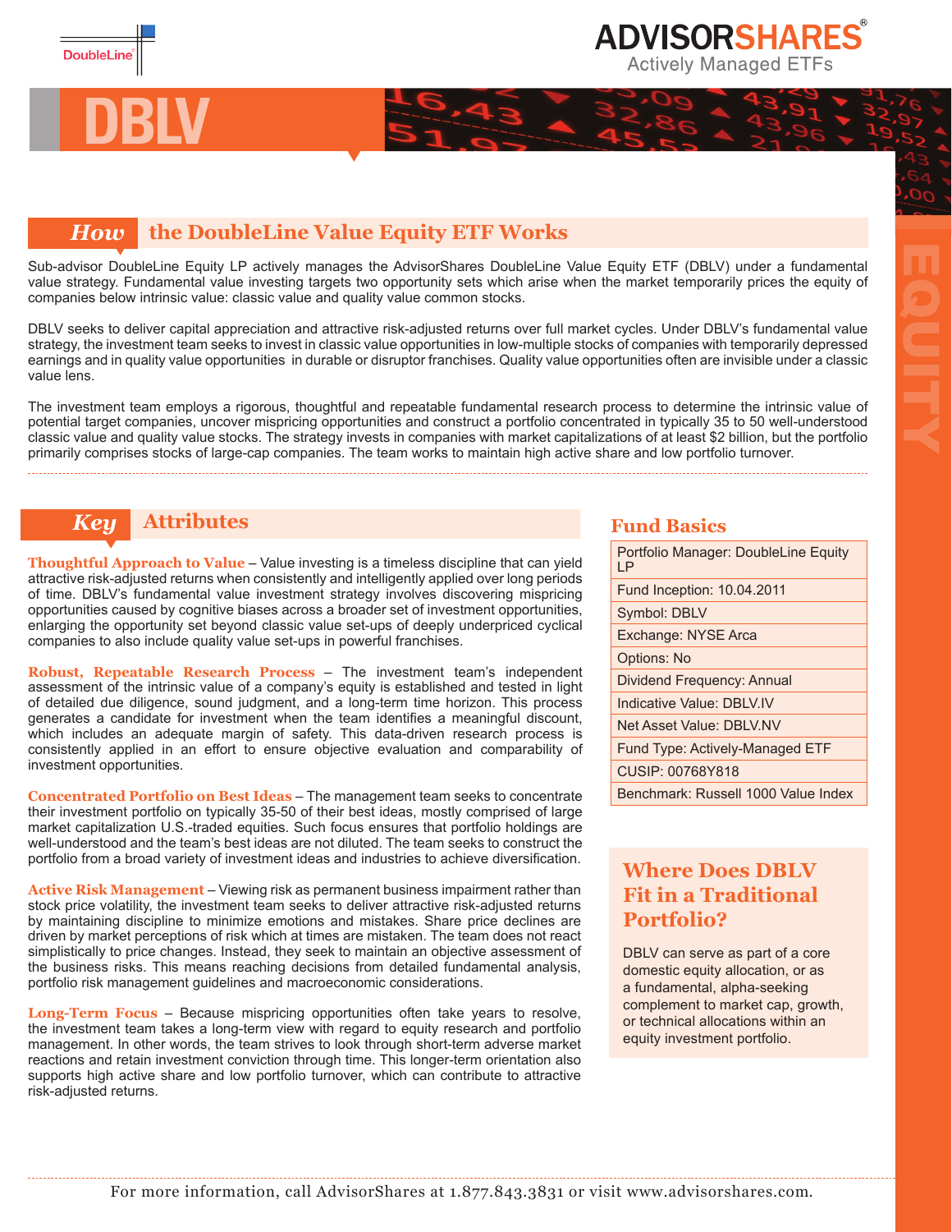DoubleLine

# ADVISORSHARES

Actively Managed ETFs

# DBLV

EQUITY

## How the DoubleLine Value Equity ETF Works

Sub-advisor DoubleLine Equity LP actively manages the AdvisorShares DoubleLine Value Equity ETF (DBLV) under a fundamental value strategy. Fundamental value investing targets two opportunity sets which arise when the market temporarily prices the equity of companies below intrinsic value: classic value and quality value common stocks.

DBLV seeks to deliver capital appreciation and attractive risk-adjusted returns over full market cycles. Under DBLV's fundamental value strategy, the investment team seeks to invest in classic value opportunities in low-multiple stocks of companies with temporarily depressed earnings and in quality value opportunities in durable or disruptor franchises. Quality value opportunities often are invisible under a classic value lens.

The investment team employs a rigorous, thoughtful and repeatable fundamental research process to determine the intrinsic value of potential target companies, uncover mispricing opportunities and construct a portfolio concentrated in typically 35 to 50 well-understood classic value and quality value stocks. The strategy invests in companies with market capitalizations of at least $2 billion, but the portfolio primarily comprises stocks of large-cap companies. The team works to maintain high active share and low portfolio turnover.

## Key Attributes

**Thoughtful Approach to Value** – Value investing is a timeless discipline that can yield attractive risk-adjusted returns when consistently and intelligently applied over long periods of time. DBLV's fundamental value investment strategy involves discovering mispricing opportunities caused by cognitive biases across a broader set of investment opportunities, enlarging the opportunity set beyond classic value set-ups of deeply underpriced cyclical companies to also include quality value set-ups in powerful franchises.

**Robust, Repeatable Research Process** – The investment team's independent assessment of the intrinsic value of a company's equity is established and tested in light of detailed due diligence, sound judgment, and a long-term time horizon. This process generates a candidate for investment when the team identifies a meaningful discount, which includes an adequate margin of safety. This data-driven research process is consistently applied in an effort to ensure objective evaluation and comparability of investment opportunities.

**Concentrated Portfolio on Best Ideas** – The management team seeks to concentrate their investment portfolio on typically 35-50 of their best ideas, mostly comprised of large market capitalization U.S.-traded equities. Such focus ensures that portfolio holdings are well-understood and the team's best ideas are not diluted. The team seeks to construct the portfolio from a broad variety of investment ideas and industries to achieve diversification.

**Active Risk Management** – Viewing risk as permanent business impairment rather than stock price volatility, the investment team seeks to deliver attractive risk-adjusted returns by maintaining discipline to minimize emotions and mistakes. Share price declines are driven by market perceptions of risk which at times are mistaken. The team does not react simplistically to price changes. Instead, they seek to maintain an objective assessment of the business risks. This means reaching decisions from detailed fundamental analysis, portfolio risk management guidelines and macroeconomic considerations.

**Long-Term Focus** – Because mispricing opportunities often take years to resolve, the investment team takes a long-term view with regard to equity research and portfolio management. In other words, the team strives to look through short-term adverse market reactions and retain investment conviction through time. This longer-term orientation also supports high active share and low portfolio turnover, which can contribute to attractive risk-adjusted returns.

## Fund Basics

| Fund Basics |
|---|
| Portfolio Manager: DoubleLine Equity LP |
| Fund Inception: 10.04.2011 |
| Symbol: DBLV |
| Exchange: NYSE Arca |
| Options: No |
| Dividend Frequency: Annual |
| Indicative Value: DBLV.IV |
| Net Asset Value: DBLV.NV |
| Fund Type: Actively-Managed ETF |
| CUSIP: 00768Y818 |
| Benchmark: Russell 1000 Value Index |

## Where Does DBLV Fit in a Traditional Portfolio?

DBLV can serve as part of a core domestic equity allocation, or as a fundamental, alpha-seeking complement to market cap, growth, or technical allocations within an equity investment portfolio.

For more information, call AdvisorShares at 1.877.843.3831 or visit www.advisorshares.com.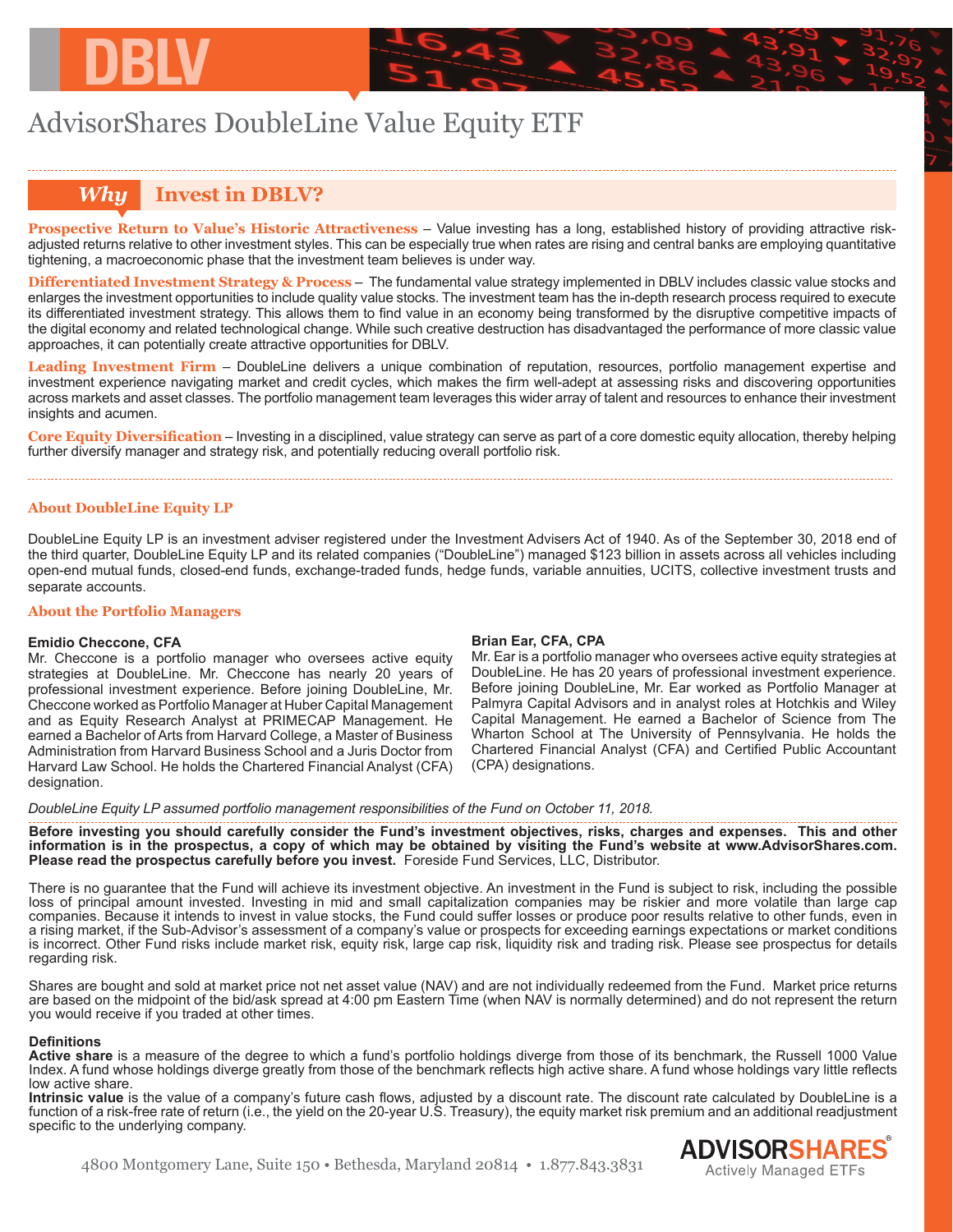# DBLV

## AdvisorShares DoubleLine Value Equity ETF

### *Why* Invest in DBLV?

**Prospective Return to Value's Historic Attractiveness** – Value investing has a long, established history of providing attractive risk-adjusted returns relative to other investment styles. This can be especially true when rates are rising and central banks are employing quantitative tightening, a macroeconomic phase that the investment team believes is under way.

**Differentiated Investment Strategy & Process** – The fundamental value strategy implemented in DBLV includes classic value stocks and enlarges the investment opportunities to include quality value stocks. The investment team has the in-depth research process required to execute its differentiated investment strategy. This allows them to find value in an economy being transformed by the disruptive competitive impacts of the digital economy and related technological change. While such creative destruction has disadvantaged the performance of more classic value approaches, it can potentially create attractive opportunities for DBLV.

**Leading Investment Firm** – DoubleLine delivers a unique combination of reputation, resources, portfolio management expertise and investment experience navigating market and credit cycles, which makes the firm well-adept at assessing risks and discovering opportunities across markets and asset classes. The portfolio management team leverages this wider array of talent and resources to enhance their investment insights and acumen.

**Core Equity Diversification** – Investing in a disciplined, value strategy can serve as part of a core domestic equity allocation, thereby helping further diversify manager and strategy risk, and potentially reducing overall portfolio risk.

### About DoubleLine Equity LP

DoubleLine Equity LP is an investment adviser registered under the Investment Advisers Act of 1940. As of the September 30, 2018 end of the third quarter, DoubleLine Equity LP and its related companies ("DoubleLine") managed $123 billion in assets across all vehicles including open-end mutual funds, closed-end funds, exchange-traded funds, hedge funds, variable annuities, UCITS, collective investment trusts and separate accounts.

### About the Portfolio Managers

**Emidio Checcone, CFA**
Mr. Checcone is a portfolio manager who oversees active equity strategies at DoubleLine. Mr. Checcone has nearly 20 years of professional investment experience. Before joining DoubleLine, Mr. Checcone worked as Portfolio Manager at Huber Capital Management and as Equity Research Analyst at PRIMECAP Management. He earned a Bachelor of Arts from Harvard College, a Master of Business Administration from Harvard Business School and a Juris Doctor from Harvard Law School. He holds the Chartered Financial Analyst (CFA) designation.

**Brian Ear, CFA, CPA**
Mr. Ear is a portfolio manager who oversees active equity strategies at DoubleLine. He has 20 years of professional investment experience. Before joining DoubleLine, Mr. Ear worked as Portfolio Manager at Palmyra Capital Advisors and in analyst roles at Hotchkis and Wiley Capital Management. He earned a Bachelor of Science from The Wharton School at The University of Pennsylvania. He holds the Chartered Financial Analyst (CFA) and Certified Public Accountant (CPA) designations.

*DoubleLine Equity LP assumed portfolio management responsibilities of the Fund on October 11, 2018.*

**Before investing you should carefully consider the Fund's investment objectives, risks, charges and expenses. This and other information is in the prospectus, a copy of which may be obtained by visiting the Fund's website at www.AdvisorShares.com. Please read the prospectus carefully before you invest.** Foreside Fund Services, LLC, Distributor.

There is no guarantee that the Fund will achieve its investment objective. An investment in the Fund is subject to risk, including the possible loss of principal amount invested. Investing in mid and small capitalization companies may be riskier and more volatile than large cap companies. Because it intends to invest in value stocks, the Fund could suffer losses or produce poor results relative to other funds, even in a rising market, if the Sub-Advisor's assessment of a company's value or prospects for exceeding earnings expectations or market conditions is incorrect. Other Fund risks include market risk, equity risk, large cap risk, liquidity risk and trading risk. Please see prospectus for details regarding risk.

Shares are bought and sold at market price not net asset value (NAV) and are not individually redeemed from the Fund. Market price returns are based on the midpoint of the bid/ask spread at 4:00 pm Eastern Time (when NAV is normally determined) and do not represent the return you would receive if you traded at other times.

**Definitions**
**Active share** is a measure of the degree to which a fund's portfolio holdings diverge from those of its benchmark, the Russell 1000 Value Index. A fund whose holdings diverge greatly from those of the benchmark reflects high active share. A fund whose holdings vary little reflects low active share.
**Intrinsic value** is the value of a company's future cash flows, adjusted by a discount rate. The discount rate calculated by DoubleLine is a function of a risk-free rate of return (i.e., the yield on the 20-year U.S. Treasury), the equity market risk premium and an additional readjustment specific to the underlying company.

4800 Montgomery Lane, Suite 150 • Bethesda, Maryland 20814 • 1.877.843.3831

ADVISORSHARES® Actively Managed ETFs